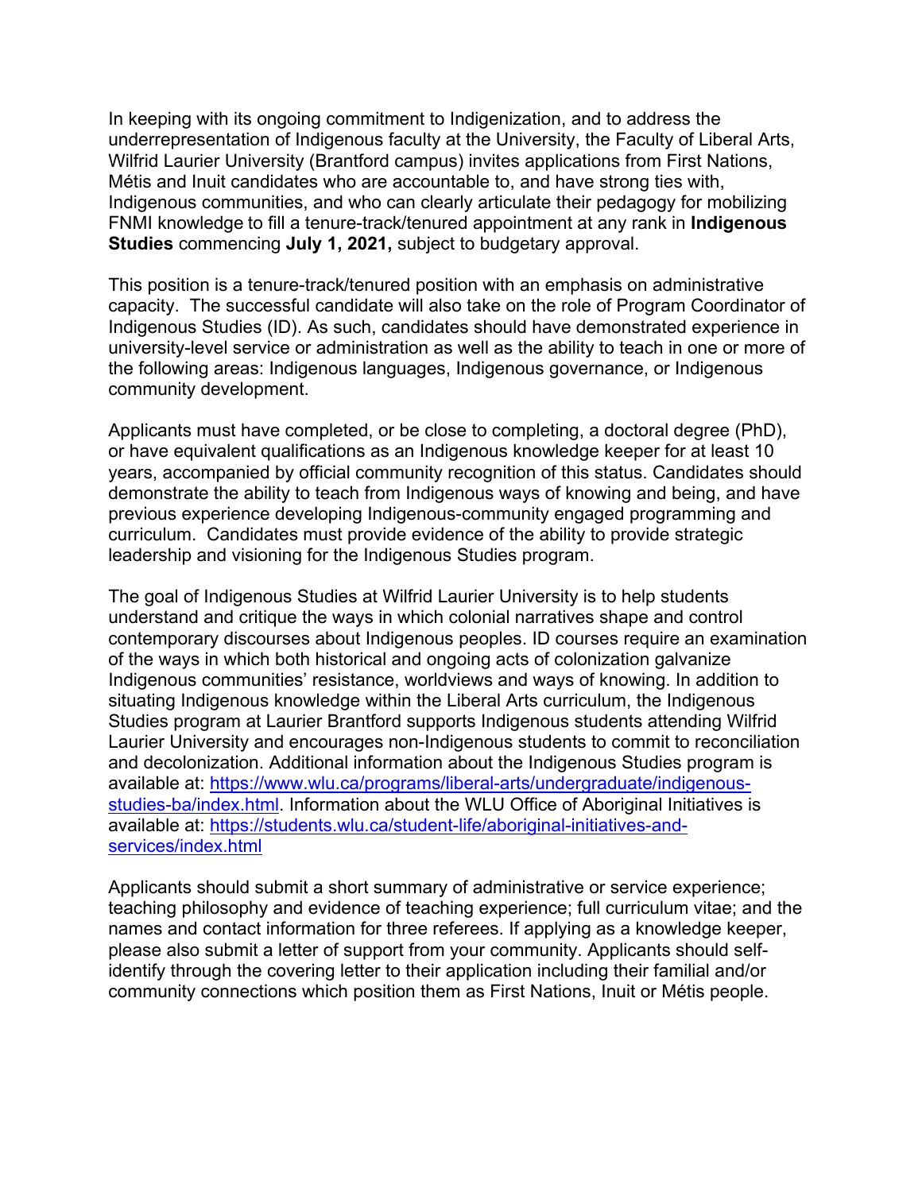In keeping with its ongoing commitment to Indigenization, and to address the underrepresentation of Indigenous faculty at the University, the Faculty of Liberal Arts, Wilfrid Laurier University (Brantford campus) invites applications from First Nations, Métis and Inuit candidates who are accountable to, and have strong ties with, Indigenous communities, and who can clearly articulate their pedagogy for mobilizing FNMI knowledge to fill a tenure-track/tenured appointment at any rank in **Indigenous Studies** commencing **July 1, 2021,** subject to budgetary approval.

This position is a tenure-track/tenured position with an emphasis on administrative capacity. The successful candidate will also take on the role of Program Coordinator of Indigenous Studies (ID). As such, candidates should have demonstrated experience in university-level service or administration as well as the ability to teach in one or more of the following areas: Indigenous languages, Indigenous governance, or Indigenous community development.

Applicants must have completed, or be close to completing, a doctoral degree (PhD), or have equivalent qualifications as an Indigenous knowledge keeper for at least 10 years, accompanied by official community recognition of this status. Candidates should demonstrate the ability to teach from Indigenous ways of knowing and being, and have previous experience developing Indigenous-community engaged programming and curriculum. Candidates must provide evidence of the ability to provide strategic leadership and visioning for the Indigenous Studies program.

The goal of Indigenous Studies at Wilfrid Laurier University is to help students understand and critique the ways in which colonial narratives shape and control contemporary discourses about Indigenous peoples. ID courses require an examination of the ways in which both historical and ongoing acts of colonization galvanize Indigenous communities' resistance, worldviews and ways of knowing. In addition to situating Indigenous knowledge within the Liberal Arts curriculum, the Indigenous Studies program at Laurier Brantford supports Indigenous students attending Wilfrid Laurier University and encourages non-Indigenous students to commit to reconciliation and decolonization. Additional information about the Indigenous Studies program is available at: [https://www.wlu.ca/programs/liberal-arts/undergraduate/indigenous-studies-ba/index.html](https://www.wlu.ca/programs/liberal-arts/undergraduate/indigenous-studies-ba/index.html). Information about the WLU Office of Aboriginal Initiatives is available at: [https://students.wlu.ca/student-life/aboriginal-initiatives-and-services/index.html](https://students.wlu.ca/student-life/aboriginal-initiatives-and-services/index.html)

Applicants should submit a short summary of administrative or service experience; teaching philosophy and evidence of teaching experience; full curriculum vitae; and the names and contact information for three referees. If applying as a knowledge keeper, please also submit a letter of support from your community. Applicants should self-identify through the covering letter to their application including their familial and/or community connections which position them as First Nations, Inuit or Métis people.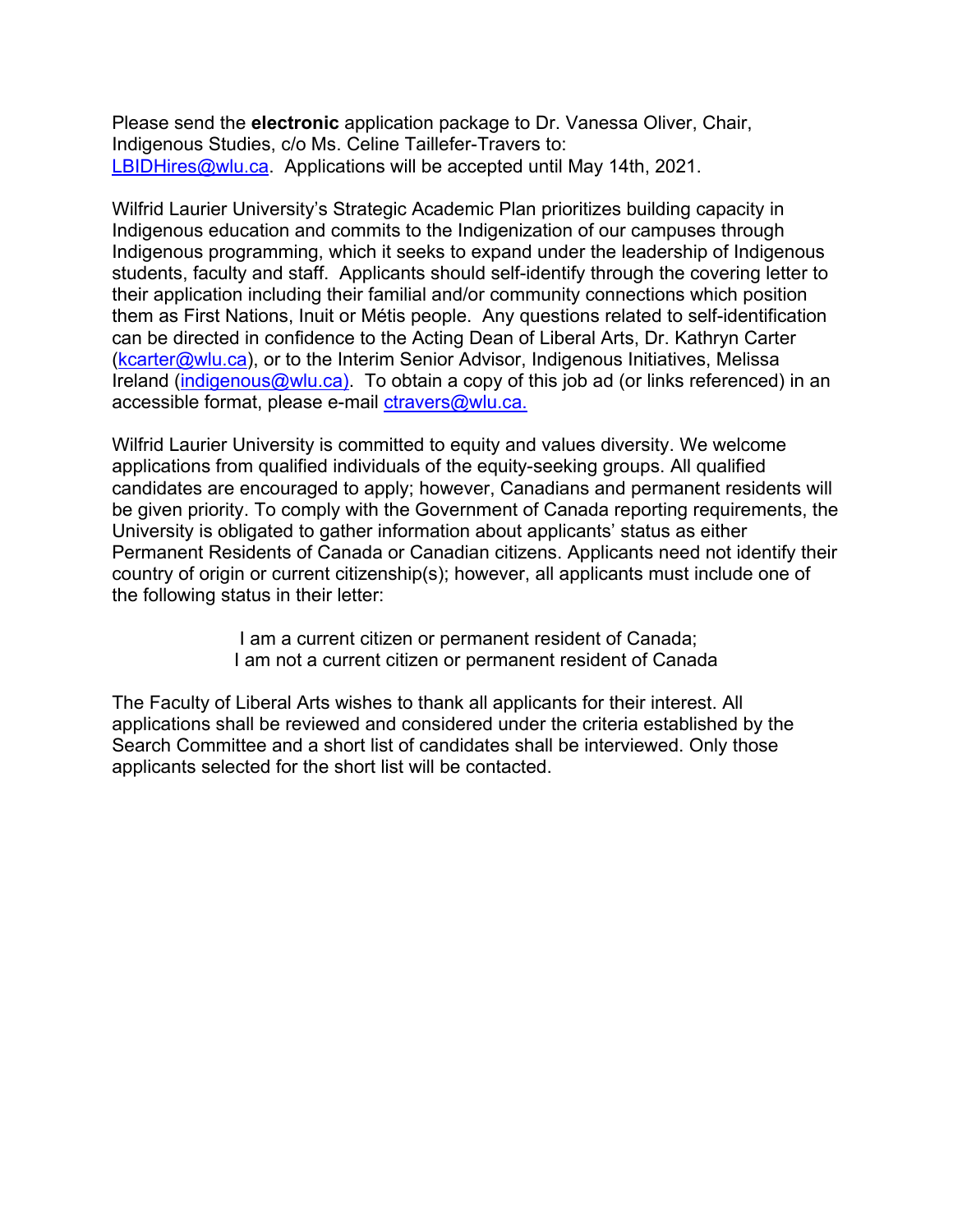Please send the **electronic** application package to Dr. Vanessa Oliver, Chair, Indigenous Studies, c/o Ms. Celine Taillefer-Travers to: LBIDHires@wlu.ca. Applications will be accepted until May 14th, 2021.

Wilfrid Laurier University's Strategic Academic Plan prioritizes building capacity in Indigenous education and commits to the Indigenization of our campuses through Indigenous programming, which it seeks to expand under the leadership of Indigenous students, faculty and staff. Applicants should self-identify through the covering letter to their application including their familial and/or community connections which position them as First Nations, Inuit or Métis people. Any questions related to self-identification can be directed in confidence to the Acting Dean of Liberal Arts, Dr. Kathryn Carter (kcarter@wlu.ca), or to the Interim Senior Advisor, Indigenous Initiatives, Melissa Ireland (indigenous@wlu.ca). To obtain a copy of this job ad (or links referenced) in an accessible format, please e-mail ctravers@wlu.ca.

Wilfrid Laurier University is committed to equity and values diversity. We welcome applications from qualified individuals of the equity-seeking groups. All qualified candidates are encouraged to apply; however, Canadians and permanent residents will be given priority. To comply with the Government of Canada reporting requirements, the University is obligated to gather information about applicants' status as either Permanent Residents of Canada or Canadian citizens. Applicants need not identify their country of origin or current citizenship(s); however, all applicants must include one of the following status in their letter:

I am a current citizen or permanent resident of Canada;
I am not a current citizen or permanent resident of Canada

The Faculty of Liberal Arts wishes to thank all applicants for their interest. All applications shall be reviewed and considered under the criteria established by the Search Committee and a short list of candidates shall be interviewed. Only those applicants selected for the short list will be contacted.